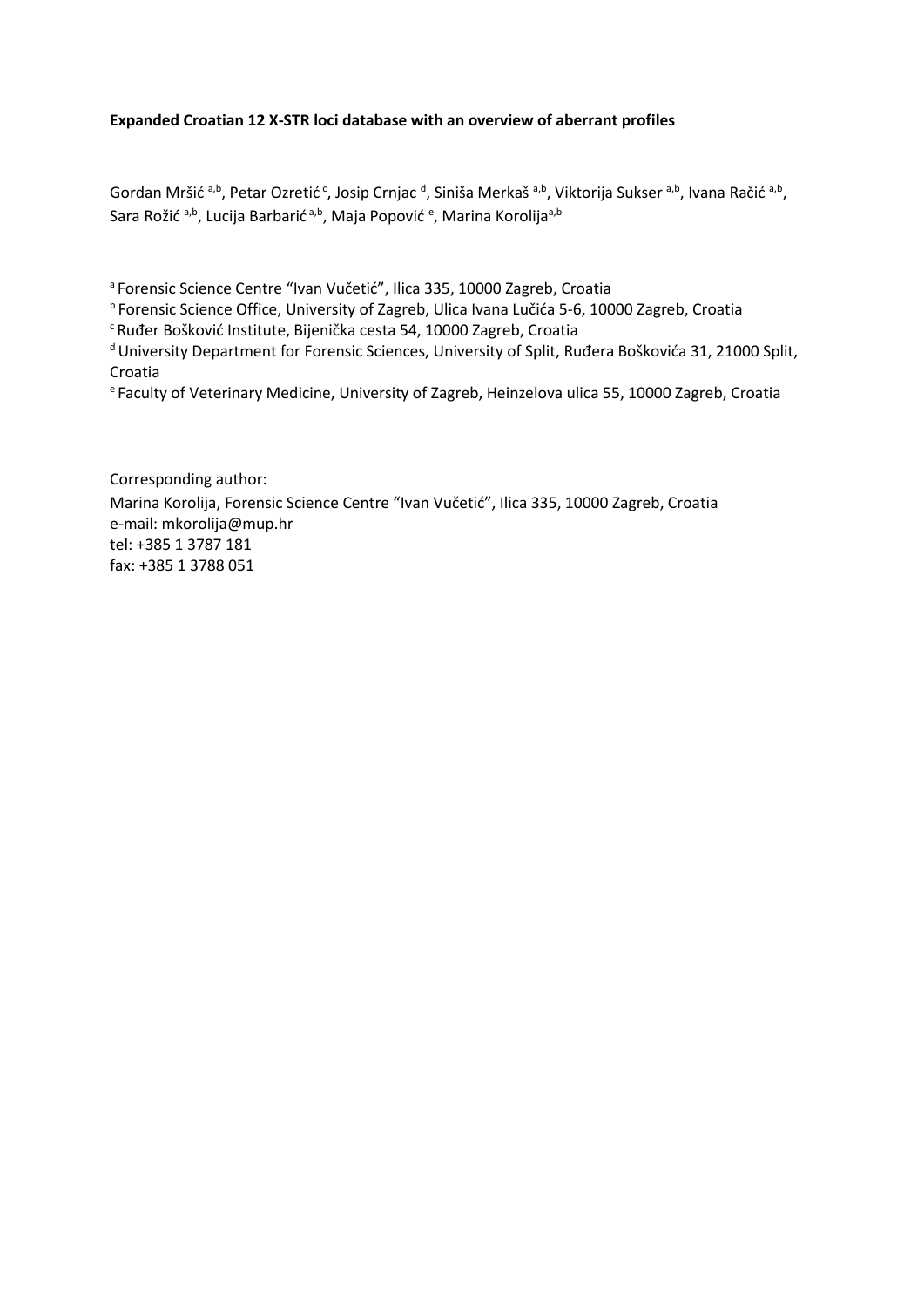**Expanded Croatian 12 X-STR loci database with an overview of aberrant profiles**

Gordan Mršić [a,b], Petar Ozretić [c], Josip Crnjac [d], Siniša Merkaš [a,b], Viktorija Sukser [a,b], Ivana Račić [a,b], Sara Rožić [a,b], Lucija Barbarić [a,b], Maja Popović [e], Marina Korolija[a,b]

[a] Forensic Science Centre “Ivan Vučetić”, Ilica 335, 10000 Zagreb, Croatia
[b] Forensic Science Office, University of Zagreb, Ulica Ivana Lučića 5-6, 10000 Zagreb, Croatia
[c] Ruđer Bošković Institute, Bijenička cesta 54, 10000 Zagreb, Croatia
[d] University Department for Forensic Sciences, University of Split, Ruđera Boškovića 31, 21000 Split, Croatia
[e] Faculty of Veterinary Medicine, University of Zagreb, Heinzelova ulica 55, 10000 Zagreb, Croatia

Corresponding author:
Marina Korolija, Forensic Science Centre “Ivan Vučetić”, Ilica 335, 10000 Zagreb, Croatia
e-mail: mkorolija@mup.hr
tel: +385 1 3787 181
fax: +385 1 3788 051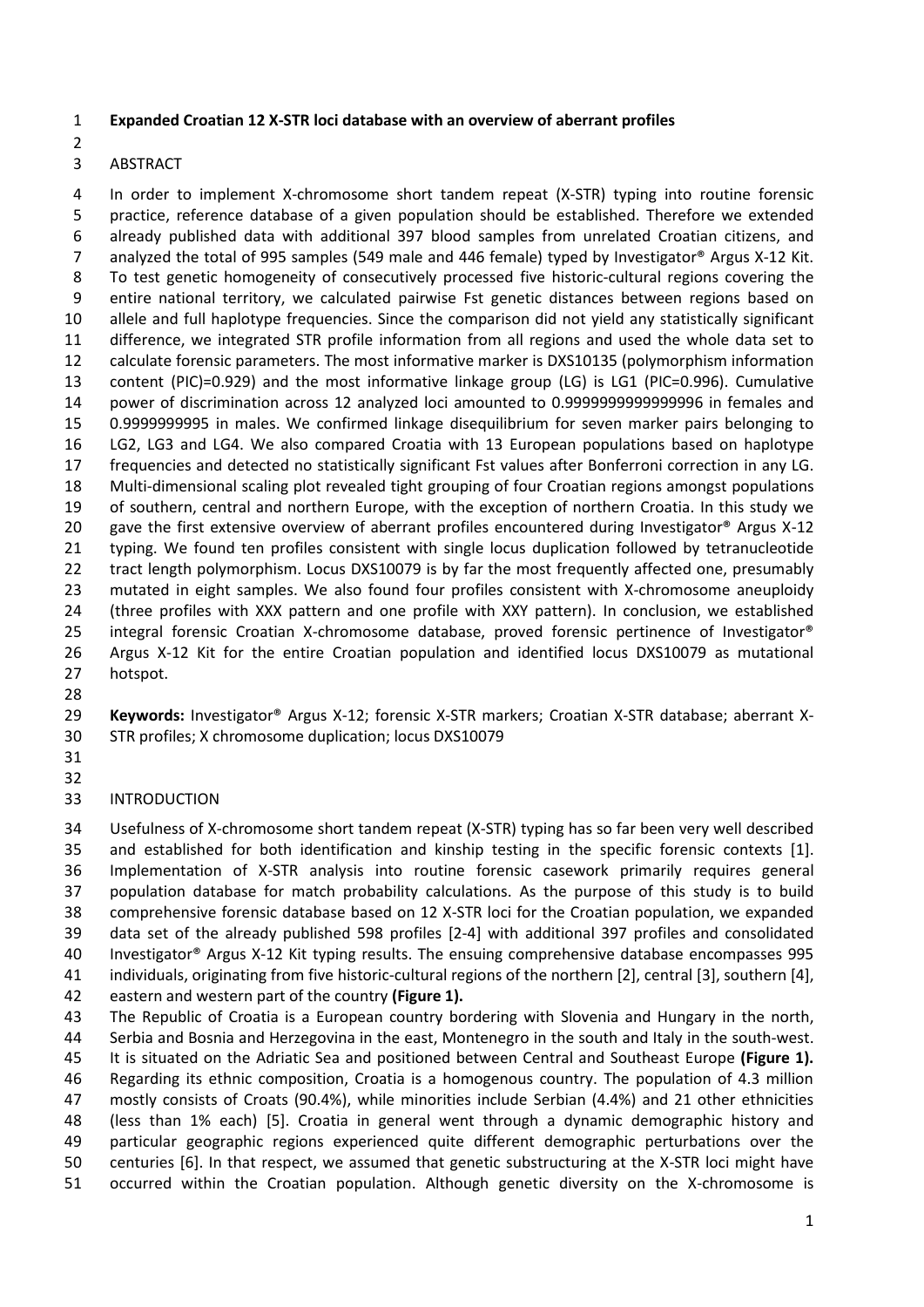**Expanded Croatian 12 X-STR loci database with an overview of aberrant profiles**

## ABSTRACT

In order to implement X-chromosome short tandem repeat (X-STR) typing into routine forensic practice, reference database of a given population should be established. Therefore we extended already published data with additional 397 blood samples from unrelated Croatian citizens, and analyzed the total of 995 samples (549 male and 446 female) typed by Investigator® Argus X-12 Kit. To test genetic homogeneity of consecutively processed five historic-cultural regions covering the entire national territory, we calculated pairwise Fst genetic distances between regions based on allele and full haplotype frequencies. Since the comparison did not yield any statistically significant difference, we integrated STR profile information from all regions and used the whole data set to calculate forensic parameters. The most informative marker is DXS10135 (polymorphism information content (PIC)=0.929) and the most informative linkage group (LG) is LG1 (PIC=0.996). Cumulative power of discrimination across 12 analyzed loci amounted to 0.9999999999999996 in females and 0.9999999995 in males. We confirmed linkage disequilibrium for seven marker pairs belonging to LG2, LG3 and LG4. We also compared Croatia with 13 European populations based on haplotype frequencies and detected no statistically significant Fst values after Bonferroni correction in any LG. Multi-dimensional scaling plot revealed tight grouping of four Croatian regions amongst populations of southern, central and northern Europe, with the exception of northern Croatia. In this study we gave the first extensive overview of aberrant profiles encountered during Investigator® Argus X-12 typing. We found ten profiles consistent with single locus duplication followed by tetranucleotide tract length polymorphism. Locus DXS10079 is by far the most frequently affected one, presumably mutated in eight samples. We also found four profiles consistent with X-chromosome aneuploidy (three profiles with XXX pattern and one profile with XXY pattern). In conclusion, we established integral forensic Croatian X-chromosome database, proved forensic pertinence of Investigator® Argus X-12 Kit for the entire Croatian population and identified locus DXS10079 as mutational hotspot.

**Keywords:** Investigator® Argus X-12; forensic X-STR markers; Croatian X-STR database; aberrant X-STR profiles; X chromosome duplication; locus DXS10079

## INTRODUCTION

Usefulness of X-chromosome short tandem repeat (X-STR) typing has so far been very well described and established for both identification and kinship testing in the specific forensic contexts [1]. Implementation of X-STR analysis into routine forensic casework primarily requires general population database for match probability calculations. As the purpose of this study is to build comprehensive forensic database based on 12 X-STR loci for the Croatian population, we expanded data set of the already published 598 profiles [2-4] with additional 397 profiles and consolidated Investigator® Argus X-12 Kit typing results. The ensuing comprehensive database encompasses 995 individuals, originating from five historic-cultural regions of the northern [2], central [3], southern [4], eastern and western part of the country **(Figure 1).**

The Republic of Croatia is a European country bordering with Slovenia and Hungary in the north, Serbia and Bosnia and Herzegovina in the east, Montenegro in the south and Italy in the south-west. It is situated on the Adriatic Sea and positioned between Central and Southeast Europe **(Figure 1).** Regarding its ethnic composition, Croatia is a homogenous country. The population of 4.3 million mostly consists of Croats (90.4%), while minorities include Serbian (4.4%) and 21 other ethnicities (less than 1% each) [5]. Croatia in general went through a dynamic demographic history and particular geographic regions experienced quite different demographic perturbations over the centuries [6]. In that respect, we assumed that genetic substructuring at the X-STR loci might have occurred within the Croatian population. Although genetic diversity on the X-chromosome is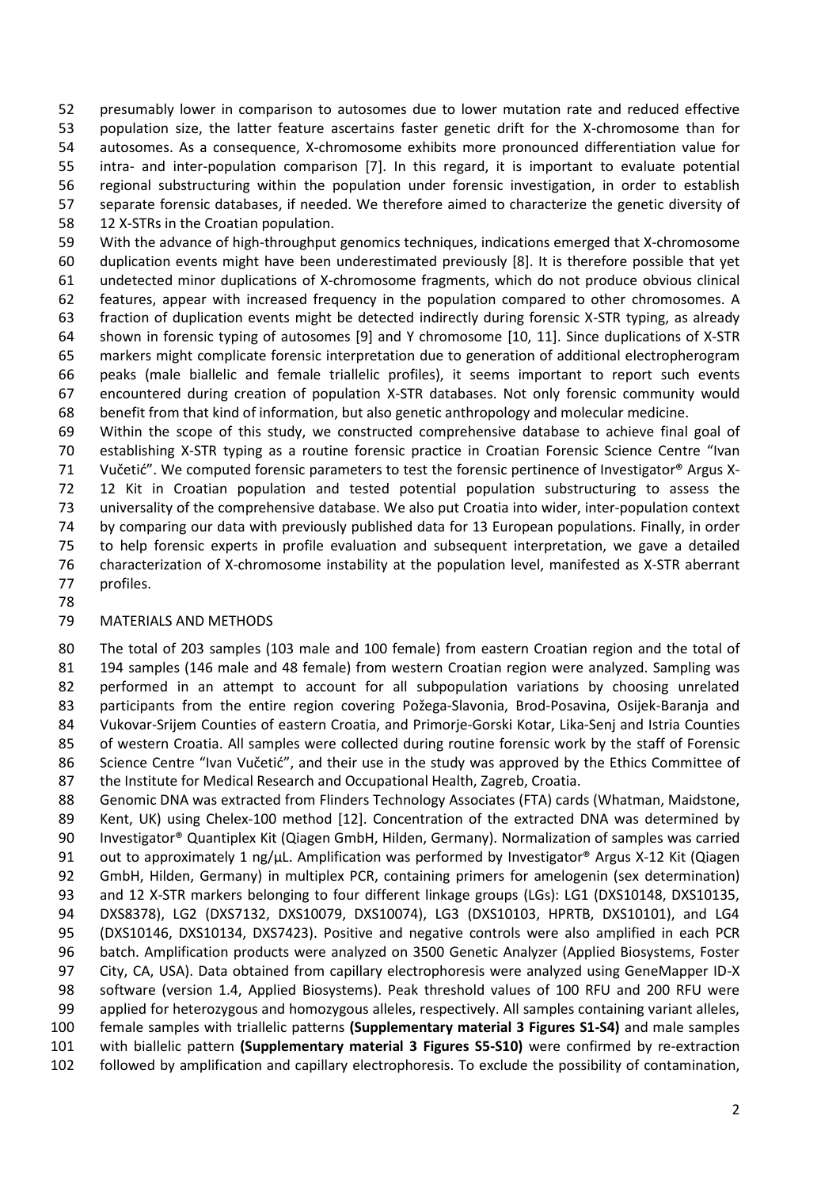presumably lower in comparison to autosomes due to lower mutation rate and reduced effective population size, the latter feature ascertains faster genetic drift for the X-chromosome than for autosomes. As a consequence, X-chromosome exhibits more pronounced differentiation value for intra- and inter-population comparison [7]. In this regard, it is important to evaluate potential regional substructuring within the population under forensic investigation, in order to establish separate forensic databases, if needed. We therefore aimed to characterize the genetic diversity of 12 X-STRs in the Croatian population.

With the advance of high-throughput genomics techniques, indications emerged that X-chromosome duplication events might have been underestimated previously [8]. It is therefore possible that yet undetected minor duplications of X-chromosome fragments, which do not produce obvious clinical features, appear with increased frequency in the population compared to other chromosomes. A fraction of duplication events might be detected indirectly during forensic X-STR typing, as already shown in forensic typing of autosomes [9] and Y chromosome [10, 11]. Since duplications of X-STR markers might complicate forensic interpretation due to generation of additional electropherogram peaks (male biallelic and female triallelic profiles), it seems important to report such events encountered during creation of population X-STR databases. Not only forensic community would benefit from that kind of information, but also genetic anthropology and molecular medicine.

Within the scope of this study, we constructed comprehensive database to achieve final goal of establishing X-STR typing as a routine forensic practice in Croatian Forensic Science Centre "Ivan Vučetić". We computed forensic parameters to test the forensic pertinence of Investigator® Argus X-12 Kit in Croatian population and tested potential population substructuring to assess the universality of the comprehensive database. We also put Croatia into wider, inter-population context by comparing our data with previously published data for 13 European populations. Finally, in order to help forensic experts in profile evaluation and subsequent interpretation, we gave a detailed characterization of X-chromosome instability at the population level, manifested as X-STR aberrant profiles.

## MATERIALS AND METHODS

The total of 203 samples (103 male and 100 female) from eastern Croatian region and the total of 194 samples (146 male and 48 female) from western Croatian region were analyzed. Sampling was performed in an attempt to account for all subpopulation variations by choosing unrelated participants from the entire region covering Požega-Slavonia, Brod-Posavina, Osijek-Baranja and Vukovar-Srijem Counties of eastern Croatia, and Primorje-Gorski Kotar, Lika-Senj and Istria Counties of western Croatia. All samples were collected during routine forensic work by the staff of Forensic Science Centre "Ivan Vučetić", and their use in the study was approved by the Ethics Committee of the Institute for Medical Research and Occupational Health, Zagreb, Croatia.

Genomic DNA was extracted from Flinders Technology Associates (FTA) cards (Whatman, Maidstone, Kent, UK) using Chelex-100 method [12]. Concentration of the extracted DNA was determined by Investigator® Quantiplex Kit (Qiagen GmbH, Hilden, Germany). Normalization of samples was carried out to approximately 1 ng/µL. Amplification was performed by Investigator® Argus X-12 Kit (Qiagen GmbH, Hilden, Germany) in multiplex PCR, containing primers for amelogenin (sex determination) and 12 X-STR markers belonging to four different linkage groups (LGs): LG1 (DXS10148, DXS10135, DXS8378), LG2 (DXS7132, DXS10079, DXS10074), LG3 (DXS10103, HPRTB, DXS10101), and LG4 (DXS10146, DXS10134, DXS7423). Positive and negative controls were also amplified in each PCR batch. Amplification products were analyzed on 3500 Genetic Analyzer (Applied Biosystems, Foster City, CA, USA). Data obtained from capillary electrophoresis were analyzed using GeneMapper ID-X software (version 1.4, Applied Biosystems). Peak threshold values of 100 RFU and 200 RFU were applied for heterozygous and homozygous alleles, respectively. All samples containing variant alleles, female samples with triallelic patterns **(Supplementary material 3 Figures S1-S4)** and male samples with biallelic pattern **(Supplementary material 3 Figures S5-S10)** were confirmed by re-extraction followed by amplification and capillary electrophoresis. To exclude the possibility of contamination,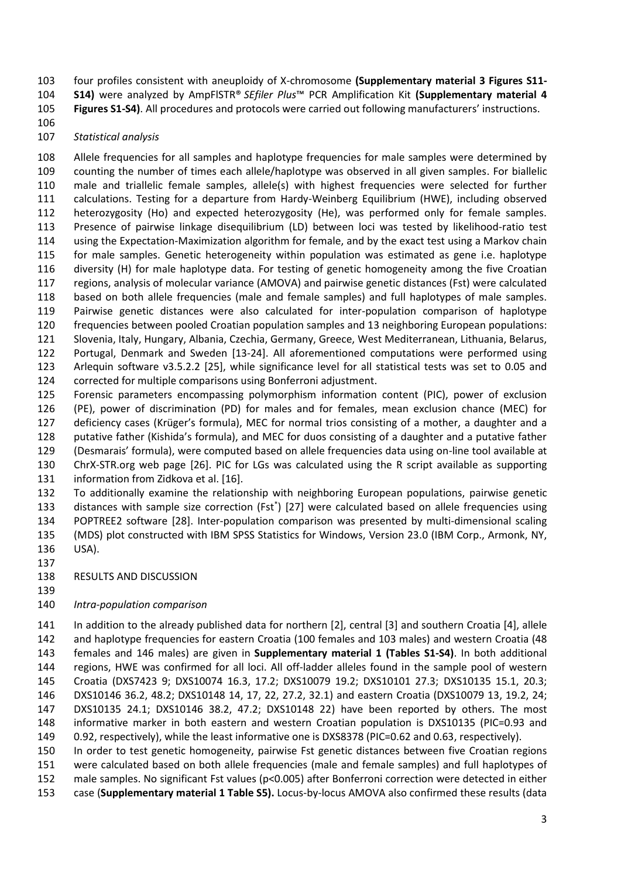four profiles consistent with aneuploidy of X-chromosome **(Supplementary material 3 Figures S11-S14)** were analyzed by AmpFlSTR® *SEfiler Plus*™ PCR Amplification Kit **(Supplementary material 4 Figures S1-S4)**. All procedures and protocols were carried out following manufacturers' instructions.

*Statistical analysis*

Allele frequencies for all samples and haplotype frequencies for male samples were determined by counting the number of times each allele/haplotype was observed in all given samples. For biallelic male and triallelic female samples, allele(s) with highest frequencies were selected for further calculations. Testing for a departure from Hardy-Weinberg Equilibrium (HWE), including observed heterozygosity (Ho) and expected heterozygosity (He), was performed only for female samples. Presence of pairwise linkage disequilibrium (LD) between loci was tested by likelihood-ratio test using the Expectation-Maximization algorithm for female, and by the exact test using a Markov chain for male samples. Genetic heterogeneity within population was estimated as gene i.e. haplotype diversity (H) for male haplotype data. For testing of genetic homogeneity among the five Croatian regions, analysis of molecular variance (AMOVA) and pairwise genetic distances (Fst) were calculated based on both allele frequencies (male and female samples) and full haplotypes of male samples. Pairwise genetic distances were also calculated for inter-population comparison of haplotype frequencies between pooled Croatian population samples and 13 neighboring European populations: Slovenia, Italy, Hungary, Albania, Czechia, Germany, Greece, West Mediterranean, Lithuania, Belarus, Portugal, Denmark and Sweden [13-24]. All aforementioned computations were performed using Arlequin software v3.5.2.2 [25], while significance level for all statistical tests was set to 0.05 and corrected for multiple comparisons using Bonferroni adjustment.

Forensic parameters encompassing polymorphism information content (PIC), power of exclusion (PE), power of discrimination (PD) for males and for females, mean exclusion chance (MEC) for deficiency cases (Krüger's formula), MEC for normal trios consisting of a mother, a daughter and a putative father (Kishida's formula), and MEC for duos consisting of a daughter and a putative father (Desmarais' formula), were computed based on allele frequencies data using on-line tool available at ChrX-STR.org web page [26]. PIC for LGs was calculated using the R script available as supporting information from Zidkova et al. [16].

To additionally examine the relationship with neighboring European populations, pairwise genetic distances with sample size correction ($Fst^*$) [27] were calculated based on allele frequencies using POPTREE2 software [28]. Inter-population comparison was presented by multi-dimensional scaling (MDS) plot constructed with IBM SPSS Statistics for Windows, Version 23.0 (IBM Corp., Armonk, NY, USA).

## RESULTS AND DISCUSSION

*Intra-population comparison*

In addition to the already published data for northern [2], central [3] and southern Croatia [4], allele and haplotype frequencies for eastern Croatia (100 females and 103 males) and western Croatia (48 females and 146 males) are given in **Supplementary material 1 (Tables S1-S4)**. In both additional regions, HWE was confirmed for all loci. All off-ladder alleles found in the sample pool of western Croatia (DXS7423 9; DXS10074 16.3, 17.2; DXS10079 19.2; DXS10101 27.3; DXS10135 15.1, 20.3; DXS10146 36.2, 48.2; DXS10148 14, 17, 22, 27.2, 32.1) and eastern Croatia (DXS10079 13, 19.2, 24; DXS10135 24.1; DXS10146 38.2, 47.2; DXS10148 22) have been reported by others. The most informative marker in both eastern and western Croatian population is DXS10135 (PIC=0.93 and 0.92, respectively), while the least informative one is DXS8378 (PIC=0.62 and 0.63, respectively).

In order to test genetic homogeneity, pairwise Fst genetic distances between five Croatian regions were calculated based on both allele frequencies (male and female samples) and full haplotypes of male samples. No significant Fst values ($p<0.005$) after Bonferroni correction were detected in either case (**Supplementary material 1 Table S5).** Locus-by-locus AMOVA also confirmed these results (data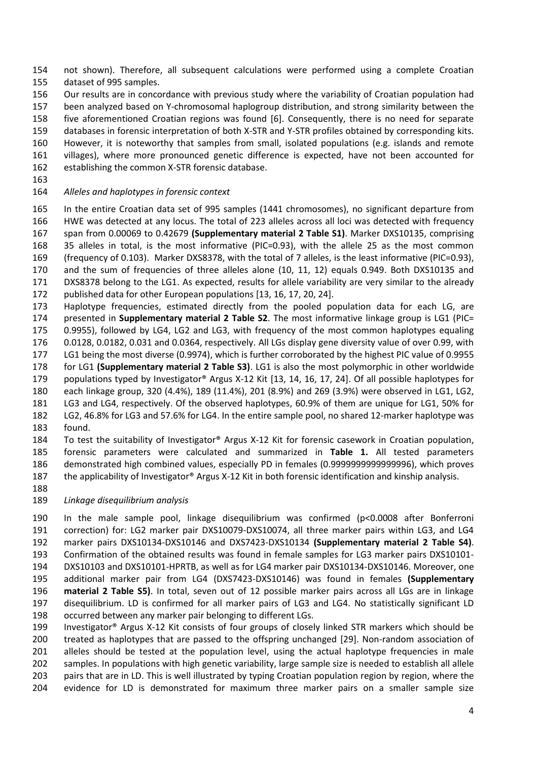not shown). Therefore, all subsequent calculations were performed using a complete Croatian dataset of 995 samples.

Our results are in concordance with previous study where the variability of Croatian population had been analyzed based on Y-chromosomal haplogroup distribution, and strong similarity between the five aforementioned Croatian regions was found [6]. Consequently, there is no need for separate databases in forensic interpretation of both X-STR and Y-STR profiles obtained by corresponding kits. However, it is noteworthy that samples from small, isolated populations (e.g. islands and remote villages), where more pronounced genetic difference is expected, have not been accounted for establishing the common X-STR forensic database.

*Alleles and haplotypes in forensic context*

In the entire Croatian data set of 995 samples (1441 chromosomes), no significant departure from HWE was detected at any locus. The total of 223 alleles across all loci was detected with frequency span from 0.00069 to 0.42679 **(Supplementary material 2 Table S1)**. Marker DXS10135, comprising 35 alleles in total, is the most informative (PIC=0.93), with the allele 25 as the most common (frequency of 0.103). Marker DXS8378, with the total of 7 alleles, is the least informative (PIC=0.93), and the sum of frequencies of three alleles alone (10, 11, 12) equals 0.949. Both DXS10135 and DXS8378 belong to the LG1. As expected, results for allele variability are very similar to the already published data for other European populations [13, 16, 17, 20, 24].

Haplotype frequencies, estimated directly from the pooled population data for each LG, are presented in **Supplementary material 2 Table S2**. The most informative linkage group is LG1 (PIC= 0.9955), followed by LG4, LG2 and LG3, with frequency of the most common haplotypes equaling 0.0128, 0.0182, 0.031 and 0.0364, respectively. All LGs display gene diversity value of over 0.99, with LG1 being the most diverse (0.9974), which is further corroborated by the highest PIC value of 0.9955 for LG1 **(Supplementary material 2 Table S3)**. LG1 is also the most polymorphic in other worldwide populations typed by Investigator® Argus X-12 Kit [13, 14, 16, 17, 24]. Of all possible haplotypes for each linkage group, 320 (4.4%), 189 (11.4%), 201 (8.9%) and 269 (3.9%) were observed in LG1, LG2, LG3 and LG4, respectively. Of the observed haplotypes, 60.9% of them are unique for LG1, 50% for LG2, 46.8% for LG3 and 57.6% for LG4. In the entire sample pool, no shared 12-marker haplotype was found.

To test the suitability of Investigator® Argus X-12 Kit for forensic casework in Croatian population, forensic parameters were calculated and summarized in **Table 1.** All tested parameters demonstrated high combined values, especially PD in females (0.9999999999999996), which proves the applicability of Investigator® Argus X-12 Kit in both forensic identification and kinship analysis.

*Linkage disequilibrium analysis*

In the male sample pool, linkage disequilibrium was confirmed ($p<0.0008$ after Bonferroni correction) for: LG2 marker pair DXS10079-DXS10074, all three marker pairs within LG3, and LG4 marker pairs DXS10134-DXS10146 and DXS7423-DXS10134 **(Supplementary material 2 Table S4)**. Confirmation of the obtained results was found in female samples for LG3 marker pairs DXS10101-DXS10103 and DXS10101-HPRTB, as well as for LG4 marker pair DXS10134-DXS10146. Moreover, one additional marker pair from LG4 (DXS7423-DXS10146) was found in females **(Supplementary material 2 Table S5)**. In total, seven out of 12 possible marker pairs across all LGs are in linkage disequilibrium. LD is confirmed for all marker pairs of LG3 and LG4. No statistically significant LD occurred between any marker pair belonging to different LGs.

Investigator® Argus X-12 Kit consists of four groups of closely linked STR markers which should be treated as haplotypes that are passed to the offspring unchanged [29]. Non-random association of alleles should be tested at the population level, using the actual haplotype frequencies in male samples. In populations with high genetic variability, large sample size is needed to establish all allele pairs that are in LD. This is well illustrated by typing Croatian population region by region, where the evidence for LD is demonstrated for maximum three marker pairs on a smaller sample size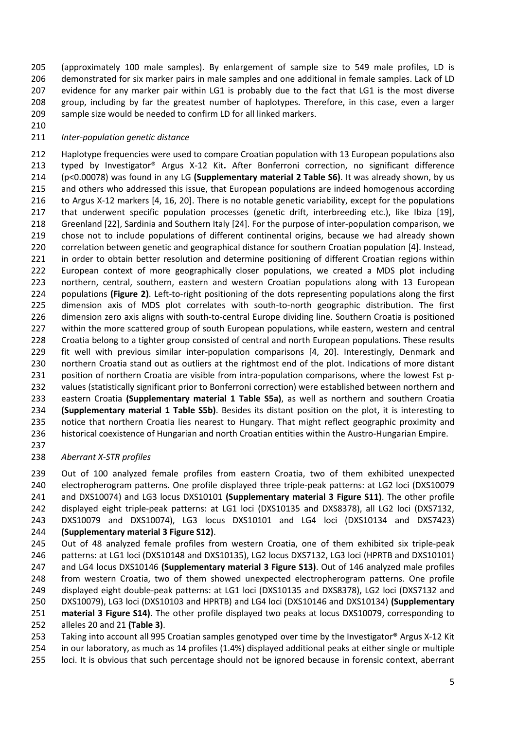(approximately 100 male samples). By enlargement of sample size to 549 male profiles, LD is demonstrated for six marker pairs in male samples and one additional in female samples. Lack of LD evidence for any marker pair within LG1 is probably due to the fact that LG1 is the most diverse group, including by far the greatest number of haplotypes. Therefore, in this case, even a larger sample size would be needed to confirm LD for all linked markers.

*Inter-population genetic distance*

Haplotype frequencies were used to compare Croatian population with 13 European populations also typed by Investigator® Argus X-12 Kit**.** After Bonferroni correction, no significant difference ($p<0.00078$) was found in any LG **(Supplementary material 2 Table S6)**. It was already shown, by us and others who addressed this issue, that European populations are indeed homogenous according to Argus X-12 markers [4, 16, 20]. There is no notable genetic variability, except for the populations that underwent specific population processes (genetic drift, interbreeding etc.), like Ibiza [19], Greenland [22], Sardinia and Southern Italy [24]. For the purpose of inter-population comparison, we chose not to include populations of different continental origins, because we had already shown correlation between genetic and geographical distance for southern Croatian population [4]. Instead, in order to obtain better resolution and determine positioning of different Croatian regions within European context of more geographically closer populations, we created a MDS plot including northern, central, southern, eastern and western Croatian populations along with 13 European populations **(Figure 2)**. Left-to-right positioning of the dots representing populations along the first dimension axis of MDS plot correlates with south-to-north geographic distribution. The first dimension zero axis aligns with south-to-central Europe dividing line. Southern Croatia is positioned within the more scattered group of south European populations, while eastern, western and central Croatia belong to a tighter group consisted of central and north European populations. These results fit well with previous similar inter-population comparisons [4, 20]. Interestingly, Denmark and northern Croatia stand out as outliers at the rightmost end of the plot. Indications of more distant position of northern Croatia are visible from intra-population comparisons, where the lowest Fst p-values (statistically significant prior to Bonferroni correction) were established between northern and eastern Croatia **(Supplementary material 1 Table S5a)**, as well as northern and southern Croatia **(Supplementary material 1 Table S5b)**. Besides its distant position on the plot, it is interesting to notice that northern Croatia lies nearest to Hungary. That might reflect geographic proximity and historical coexistence of Hungarian and north Croatian entities within the Austro-Hungarian Empire.

*Aberrant X-STR profiles*

Out of 100 analyzed female profiles from eastern Croatia, two of them exhibited unexpected electropherogram patterns. One profile displayed three triple-peak patterns: at LG2 loci (DXS10079 and DXS10074) and LG3 locus DXS10101 **(Supplementary material 3 Figure S11)**. The other profile displayed eight triple-peak patterns: at LG1 loci (DXS10135 and DXS8378), all LG2 loci (DXS7132, DXS10079 and DXS10074), LG3 locus DXS10101 and LG4 loci (DXS10134 and DXS7423) **(Supplementary material 3 Figure S12)**.

Out of 48 analyzed female profiles from western Croatia, one of them exhibited six triple-peak patterns: at LG1 loci (DXS10148 and DXS10135), LG2 locus DXS7132, LG3 loci (HPRTB and DXS10101) and LG4 locus DXS10146 **(Supplementary material 3 Figure S13)**. Out of 146 analyzed male profiles from western Croatia, two of them showed unexpected electropherogram patterns. One profile displayed eight double-peak patterns: at LG1 loci (DXS10135 and DXS8378), LG2 loci (DXS7132 and DXS10079), LG3 loci (DXS10103 and HPRTB) and LG4 loci (DXS10146 and DXS10134) **(Supplementary material 3 Figure S14)**. The other profile displayed two peaks at locus DXS10079, corresponding to alleles 20 and 21 **(Table 3)**.

Taking into account all 995 Croatian samples genotyped over time by the Investigator® Argus X-12 Kit in our laboratory, as much as 14 profiles (1.4%) displayed additional peaks at either single or multiple loci. It is obvious that such percentage should not be ignored because in forensic context, aberrant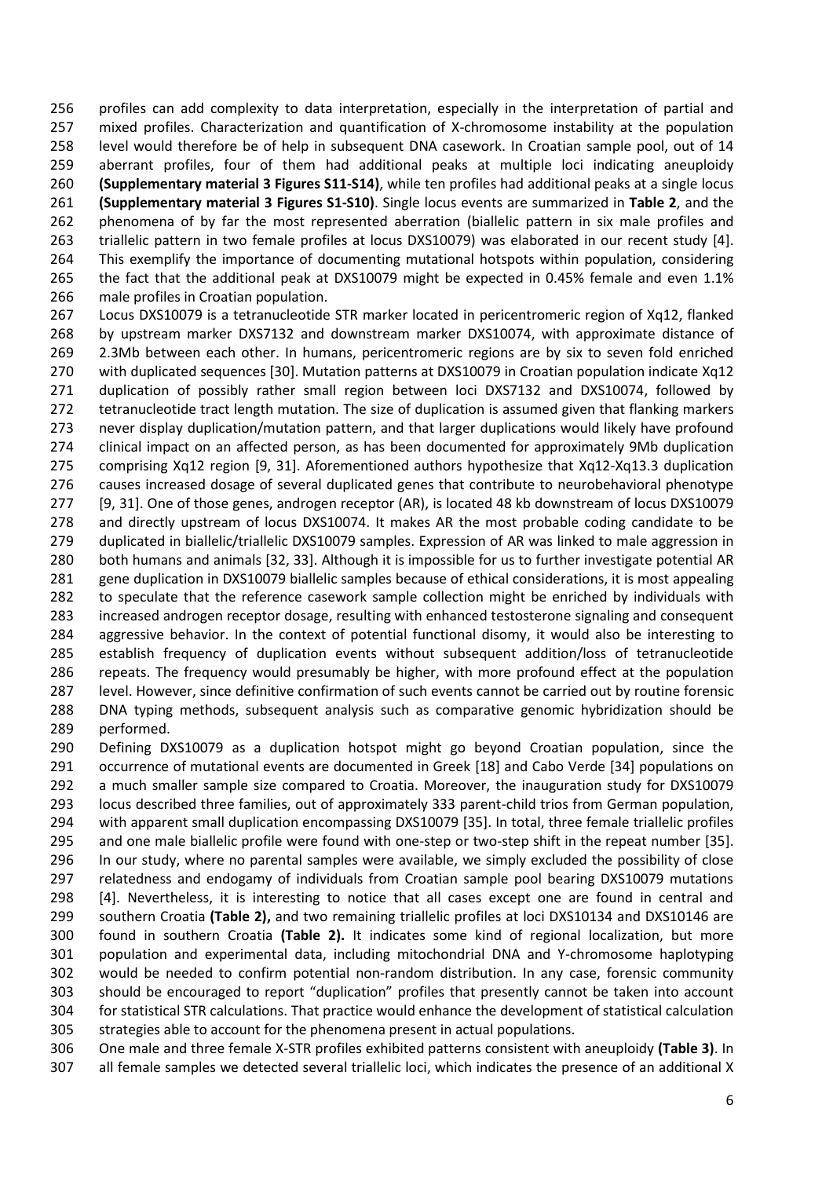profiles can add complexity to data interpretation, especially in the interpretation of partial and mixed profiles. Characterization and quantification of X-chromosome instability at the population level would therefore be of help in subsequent DNA casework. In Croatian sample pool, out of 14 aberrant profiles, four of them had additional peaks at multiple loci indicating aneuploidy **(Supplementary material 3 Figures S11-S14)**, while ten profiles had additional peaks at a single locus **(Supplementary material 3 Figures S1-S10)**. Single locus events are summarized in **Table 2**, and the phenomena of by far the most represented aberration (biallelic pattern in six male profiles and triallelic pattern in two female profiles at locus DXS10079) was elaborated in our recent study [4]. This exemplify the importance of documenting mutational hotspots within population, considering the fact that the additional peak at DXS10079 might be expected in 0.45% female and even 1.1% male profiles in Croatian population.

Locus DXS10079 is a tetranucleotide STR marker located in pericentromeric region of Xq12, flanked by upstream marker DXS7132 and downstream marker DXS10074, with approximate distance of 2.3Mb between each other. In humans, pericentromeric regions are by six to seven fold enriched with duplicated sequences [30]. Mutation patterns at DXS10079 in Croatian population indicate Xq12 duplication of possibly rather small region between loci DXS7132 and DXS10074, followed by tetranucleotide tract length mutation. The size of duplication is assumed given that flanking markers never display duplication/mutation pattern, and that larger duplications would likely have profound clinical impact on an affected person, as has been documented for approximately 9Mb duplication comprising Xq12 region [9, 31]. Aforementioned authors hypothesize that Xq12-Xq13.3 duplication causes increased dosage of several duplicated genes that contribute to neurobehavioral phenotype [9, 31]. One of those genes, androgen receptor (AR), is located 48 kb downstream of locus DXS10079 and directly upstream of locus DXS10074. It makes AR the most probable coding candidate to be duplicated in biallelic/triallelic DXS10079 samples. Expression of AR was linked to male aggression in both humans and animals [32, 33]. Although it is impossible for us to further investigate potential AR gene duplication in DXS10079 biallelic samples because of ethical considerations, it is most appealing to speculate that the reference casework sample collection might be enriched by individuals with increased androgen receptor dosage, resulting with enhanced testosterone signaling and consequent aggressive behavior. In the context of potential functional disomy, it would also be interesting to establish frequency of duplication events without subsequent addition/loss of tetranucleotide repeats. The frequency would presumably be higher, with more profound effect at the population level. However, since definitive confirmation of such events cannot be carried out by routine forensic DNA typing methods, subsequent analysis such as comparative genomic hybridization should be performed.

Defining DXS10079 as a duplication hotspot might go beyond Croatian population, since the occurrence of mutational events are documented in Greek [18] and Cabo Verde [34] populations on a much smaller sample size compared to Croatia. Moreover, the inauguration study for DXS10079 locus described three families, out of approximately 333 parent-child trios from German population, with apparent small duplication encompassing DXS10079 [35]. In total, three female triallelic profiles and one male biallelic profile were found with one-step or two-step shift in the repeat number [35]. In our study, where no parental samples were available, we simply excluded the possibility of close relatedness and endogamy of individuals from Croatian sample pool bearing DXS10079 mutations [4]. Nevertheless, it is interesting to notice that all cases except one are found in central and southern Croatia **(Table 2),** and two remaining triallelic profiles at loci DXS10134 and DXS10146 are found in southern Croatia **(Table 2).** It indicates some kind of regional localization, but more population and experimental data, including mitochondrial DNA and Y-chromosome haplotyping would be needed to confirm potential non-random distribution. In any case, forensic community should be encouraged to report "duplication" profiles that presently cannot be taken into account for statistical STR calculations. That practice would enhance the development of statistical calculation strategies able to account for the phenomena present in actual populations.

One male and three female X-STR profiles exhibited patterns consistent with aneuploidy **(Table 3)**. In all female samples we detected several triallelic loci, which indicates the presence of an additional X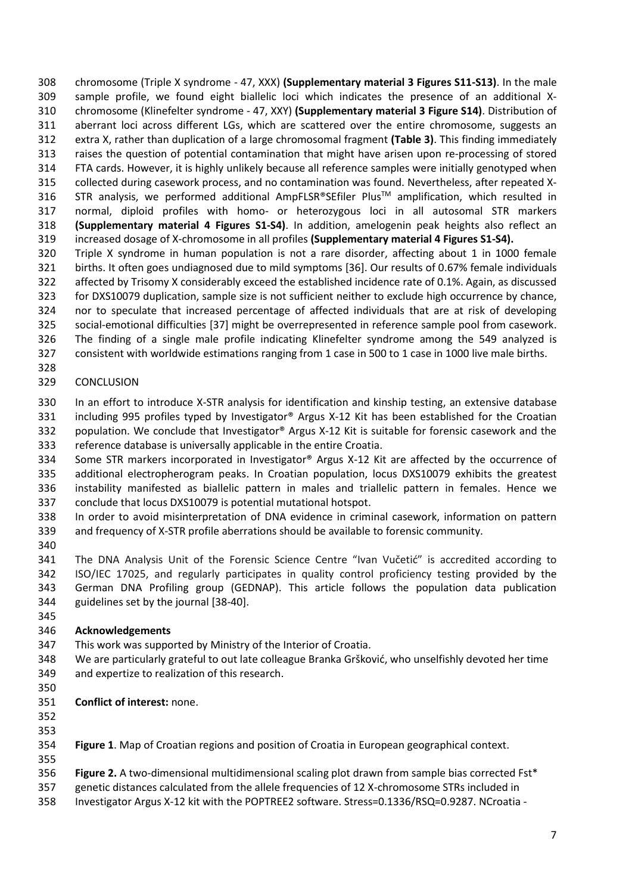chromosome (Triple X syndrome - 47, XXX) **(Supplementary material 3 Figures S11-S13)**. In the male sample profile, we found eight biallelic loci which indicates the presence of an additional X-chromosome (Klinefelter syndrome - 47, XXY) **(Supplementary material 3 Figure S14)**. Distribution of aberrant loci across different LGs, which are scattered over the entire chromosome, suggests an extra X, rather than duplication of a large chromosomal fragment **(Table 3)**. This finding immediately raises the question of potential contamination that might have arisen upon re-processing of stored FTA cards. However, it is highly unlikely because all reference samples were initially genotyped when collected during casework process, and no contamination was found. Nevertheless, after repeated X-STR analysis, we performed additional AmpFLSR®SEfiler Plus™ amplification, which resulted in normal, diploid profiles with homo- or heterozygous loci in all autosomal STR markers **(Supplementary material 4 Figures S1-S4)**. In addition, amelogenin peak heights also reflect an increased dosage of X-chromosome in all profiles **(Supplementary material 4 Figures S1-S4).**

Triple X syndrome in human population is not a rare disorder, affecting about 1 in 1000 female births. It often goes undiagnosed due to mild symptoms [36]. Our results of 0.67% female individuals affected by Trisomy X considerably exceed the established incidence rate of 0.1%. Again, as discussed for DXS10079 duplication, sample size is not sufficient neither to exclude high occurrence by chance, nor to speculate that increased percentage of affected individuals that are at risk of developing social-emotional difficulties [37] might be overrepresented in reference sample pool from casework. The finding of a single male profile indicating Klinefelter syndrome among the 549 analyzed is consistent with worldwide estimations ranging from 1 case in 500 to 1 case in 1000 live male births.

## CONCLUSION

In an effort to introduce X-STR analysis for identification and kinship testing, an extensive database including 995 profiles typed by Investigator® Argus X-12 Kit has been established for the Croatian population. We conclude that Investigator® Argus X-12 Kit is suitable for forensic casework and the reference database is universally applicable in the entire Croatia.

Some STR markers incorporated in Investigator® Argus X-12 Kit are affected by the occurrence of additional electropherogram peaks. In Croatian population, locus DXS10079 exhibits the greatest instability manifested as biallelic pattern in males and triallelic pattern in females. Hence we conclude that locus DXS10079 is potential mutational hotspot.

In order to avoid misinterpretation of DNA evidence in criminal casework, information on pattern and frequency of X-STR profile aberrations should be available to forensic community.

The DNA Analysis Unit of the Forensic Science Centre "Ivan Vučetić" is accredited according to ISO/IEC 17025, and regularly participates in quality control proficiency testing provided by the German DNA Profiling group (GEDNAP). This article follows the population data publication guidelines set by the journal [38-40].

## Acknowledgements

This work was supported by Ministry of the Interior of Croatia.

We are particularly grateful to out late colleague Branka Gršković, who unselfishly devoted her time and expertize to realization of this research.

**Conflict of interest:** none.

**Figure 1**. Map of Croatian regions and position of Croatia in European geographical context.

**Figure 2.** A two-dimensional multidimensional scaling plot drawn from sample bias corrected Fst* genetic distances calculated from the allele frequencies of 12 X-chromosome STRs included in Investigator Argus X-12 kit with the POPTREE2 software. Stress=0.1336/RSQ=0.9287. NCroatia -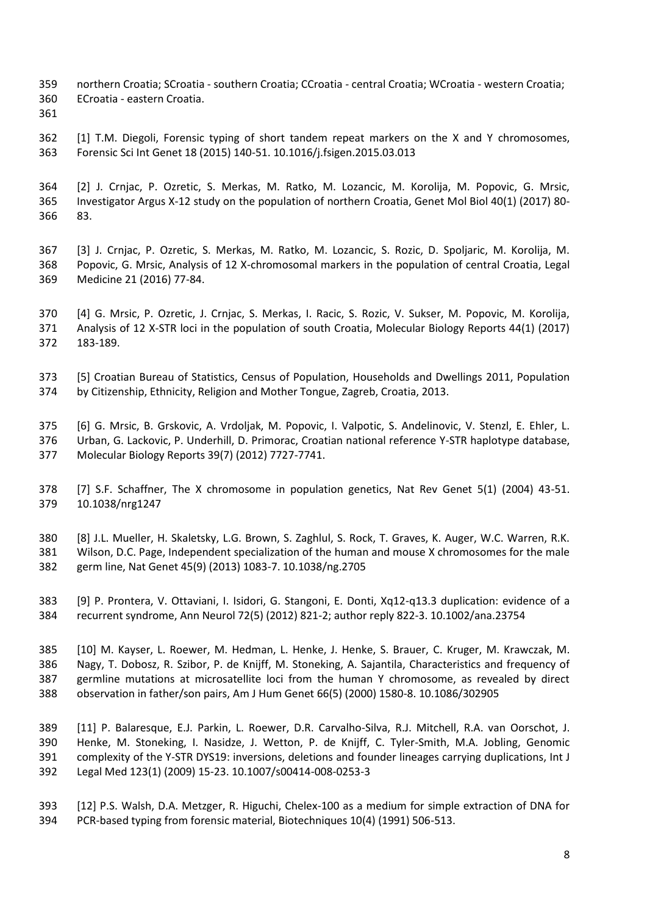northern Croatia; SCroatia - southern Croatia; CCroatia - central Croatia; WCroatia - western Croatia; ECroatia - eastern Croatia.

[1] T.M. Diegoli, Forensic typing of short tandem repeat markers on the X and Y chromosomes, Forensic Sci Int Genet 18 (2015) 140-51. 10.1016/j.fsigen.2015.03.013

[2] J. Crnjac, P. Ozretic, S. Merkas, M. Ratko, M. Lozancic, M. Korolija, M. Popovic, G. Mrsic, Investigator Argus X-12 study on the population of northern Croatia, Genet Mol Biol 40(1) (2017) 80-83.

[3] J. Crnjac, P. Ozretic, S. Merkas, M. Ratko, M. Lozancic, S. Rozic, D. Spoljaric, M. Korolija, M. Popovic, G. Mrsic, Analysis of 12 X-chromosomal markers in the population of central Croatia, Legal Medicine 21 (2016) 77-84.

[4] G. Mrsic, P. Ozretic, J. Crnjac, S. Merkas, I. Racic, S. Rozic, V. Sukser, M. Popovic, M. Korolija, Analysis of 12 X-STR loci in the population of south Croatia, Molecular Biology Reports 44(1) (2017) 183-189.

[5] Croatian Bureau of Statistics, Census of Population, Households and Dwellings 2011, Population by Citizenship, Ethnicity, Religion and Mother Tongue, Zagreb, Croatia, 2013.

[6] G. Mrsic, B. Grskovic, A. Vrdoljak, M. Popovic, I. Valpotic, S. Andelinovic, V. Stenzl, E. Ehler, L. Urban, G. Lackovic, P. Underhill, D. Primorac, Croatian national reference Y-STR haplotype database, Molecular Biology Reports 39(7) (2012) 7727-7741.

[7] S.F. Schaffner, The X chromosome in population genetics, Nat Rev Genet 5(1) (2004) 43-51. 10.1038/nrg1247

[8] J.L. Mueller, H. Skaletsky, L.G. Brown, S. Zaghlul, S. Rock, T. Graves, K. Auger, W.C. Warren, R.K. Wilson, D.C. Page, Independent specialization of the human and mouse X chromosomes for the male germ line, Nat Genet 45(9) (2013) 1083-7. 10.1038/ng.2705

[9] P. Prontera, V. Ottaviani, I. Isidori, G. Stangoni, E. Donti, Xq12-q13.3 duplication: evidence of a recurrent syndrome, Ann Neurol 72(5) (2012) 821-2; author reply 822-3. 10.1002/ana.23754

[10] M. Kayser, L. Roewer, M. Hedman, L. Henke, J. Henke, S. Brauer, C. Kruger, M. Krawczak, M. Nagy, T. Dobosz, R. Szibor, P. de Knijff, M. Stoneking, A. Sajantila, Characteristics and frequency of germline mutations at microsatellite loci from the human Y chromosome, as revealed by direct observation in father/son pairs, Am J Hum Genet 66(5) (2000) 1580-8. 10.1086/302905

[11] P. Balaresque, E.J. Parkin, L. Roewer, D.R. Carvalho-Silva, R.J. Mitchell, R.A. van Oorschot, J. Henke, M. Stoneking, I. Nasidze, J. Wetton, P. de Knijff, C. Tyler-Smith, M.A. Jobling, Genomic complexity of the Y-STR DYS19: inversions, deletions and founder lineages carrying duplications, Int J Legal Med 123(1) (2009) 15-23. 10.1007/s00414-008-0253-3

[12] P.S. Walsh, D.A. Metzger, R. Higuchi, Chelex-100 as a medium for simple extraction of DNA for PCR-based typing from forensic material, Biotechniques 10(4) (1991) 506-513.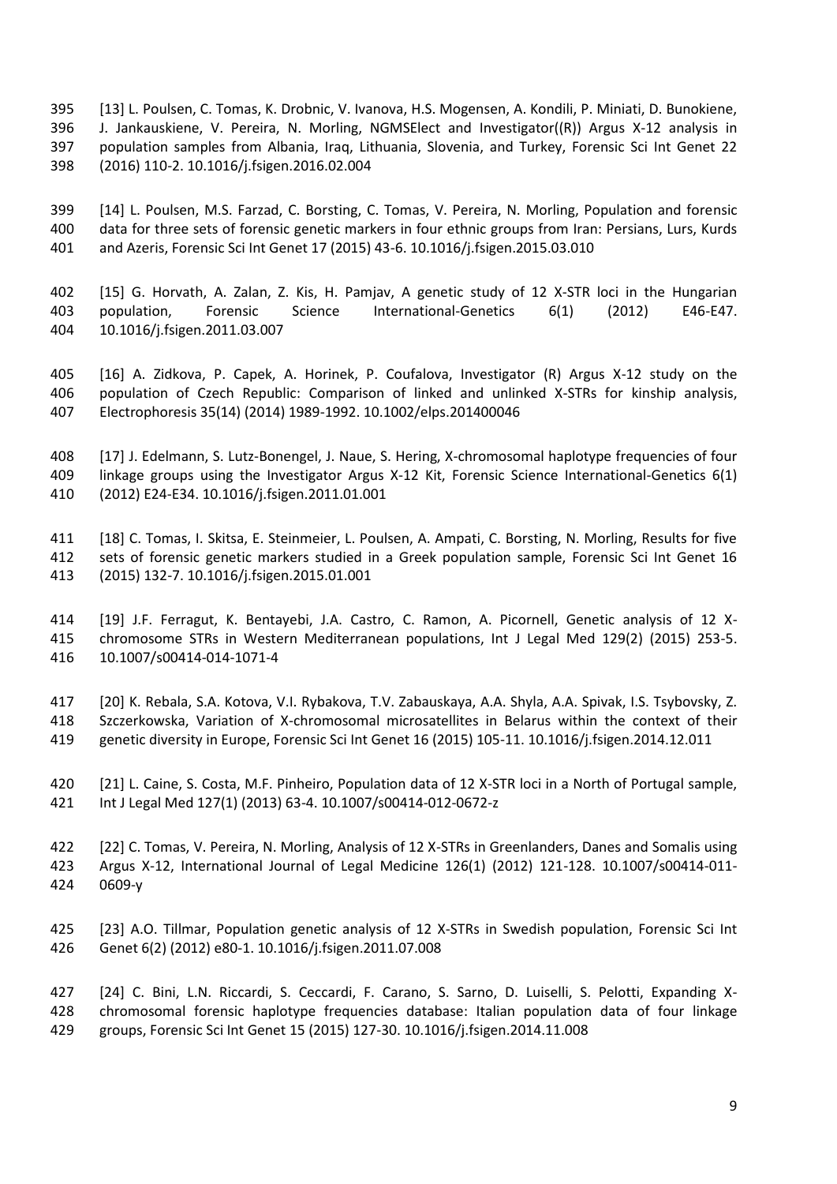[13] L. Poulsen, C. Tomas, K. Drobnic, V. Ivanova, H.S. Mogensen, A. Kondili, P. Miniati, D. Bunokiene, J. Jankauskiene, V. Pereira, N. Morling, NGMSElect and Investigator((R)) Argus X-12 analysis in population samples from Albania, Iraq, Lithuania, Slovenia, and Turkey, Forensic Sci Int Genet 22 (2016) 110-2. 10.1016/j.fsigen.2016.02.004

[14] L. Poulsen, M.S. Farzad, C. Borsting, C. Tomas, V. Pereira, N. Morling, Population and forensic data for three sets of forensic genetic markers in four ethnic groups from Iran: Persians, Lurs, Kurds and Azeris, Forensic Sci Int Genet 17 (2015) 43-6. 10.1016/j.fsigen.2015.03.010

[15] G. Horvath, A. Zalan, Z. Kis, H. Pamjav, A genetic study of 12 X-STR loci in the Hungarian population, Forensic Science International-Genetics 6(1) (2012) E46-E47. 10.1016/j.fsigen.2011.03.007

[16] A. Zidkova, P. Capek, A. Horinek, P. Coufalova, Investigator (R) Argus X-12 study on the population of Czech Republic: Comparison of linked and unlinked X-STRs for kinship analysis, Electrophoresis 35(14) (2014) 1989-1992. 10.1002/elps.201400046

[17] J. Edelmann, S. Lutz-Bonengel, J. Naue, S. Hering, X-chromosomal haplotype frequencies of four linkage groups using the Investigator Argus X-12 Kit, Forensic Science International-Genetics 6(1) (2012) E24-E34. 10.1016/j.fsigen.2011.01.001

[18] C. Tomas, I. Skitsa, E. Steinmeier, L. Poulsen, A. Ampati, C. Borsting, N. Morling, Results for five sets of forensic genetic markers studied in a Greek population sample, Forensic Sci Int Genet 16 (2015) 132-7. 10.1016/j.fsigen.2015.01.001

[19] J.F. Ferragut, K. Bentayebi, J.A. Castro, C. Ramon, A. Picornell, Genetic analysis of 12 X-chromosome STRs in Western Mediterranean populations, Int J Legal Med 129(2) (2015) 253-5. 10.1007/s00414-014-1071-4

[20] K. Rebala, S.A. Kotova, V.I. Rybakova, T.V. Zabauskaya, A.A. Shyla, A.A. Spivak, I.S. Tsybovsky, Z. Szczerkowska, Variation of X-chromosomal microsatellites in Belarus within the context of their genetic diversity in Europe, Forensic Sci Int Genet 16 (2015) 105-11. 10.1016/j.fsigen.2014.12.011

[21] L. Caine, S. Costa, M.F. Pinheiro, Population data of 12 X-STR loci in a North of Portugal sample, Int J Legal Med 127(1) (2013) 63-4. 10.1007/s00414-012-0672-z

[22] C. Tomas, V. Pereira, N. Morling, Analysis of 12 X-STRs in Greenlanders, Danes and Somalis using Argus X-12, International Journal of Legal Medicine 126(1) (2012) 121-128. 10.1007/s00414-011-0609-y

[23] A.O. Tillmar, Population genetic analysis of 12 X-STRs in Swedish population, Forensic Sci Int Genet 6(2) (2012) e80-1. 10.1016/j.fsigen.2011.07.008

[24] C. Bini, L.N. Riccardi, S. Ceccardi, F. Carano, S. Sarno, D. Luiselli, S. Pelotti, Expanding X-chromosomal forensic haplotype frequencies database: Italian population data of four linkage groups, Forensic Sci Int Genet 15 (2015) 127-30. 10.1016/j.fsigen.2014.11.008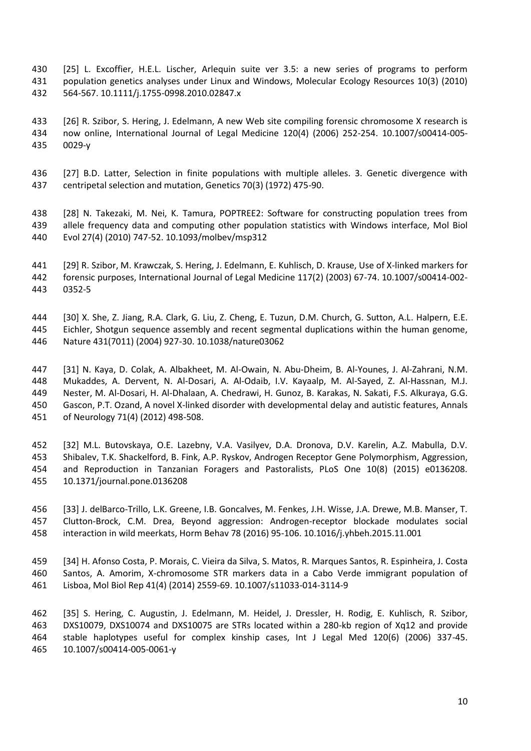[25] L. Excoffier, H.E.L. Lischer, Arlequin suite ver 3.5: a new series of programs to perform population genetics analyses under Linux and Windows, Molecular Ecology Resources 10(3) (2010) 564-567. 10.1111/j.1755-0998.2010.02847.x

[26] R. Szibor, S. Hering, J. Edelmann, A new Web site compiling forensic chromosome X research is now online, International Journal of Legal Medicine 120(4) (2006) 252-254. 10.1007/s00414-005-0029-y

[27] B.D. Latter, Selection in finite populations with multiple alleles. 3. Genetic divergence with centripetal selection and mutation, Genetics 70(3) (1972) 475-90.

[28] N. Takezaki, M. Nei, K. Tamura, POPTREE2: Software for constructing population trees from allele frequency data and computing other population statistics with Windows interface, Mol Biol Evol 27(4) (2010) 747-52. 10.1093/molbev/msp312

[29] R. Szibor, M. Krawczak, S. Hering, J. Edelmann, E. Kuhlisch, D. Krause, Use of X-linked markers for forensic purposes, International Journal of Legal Medicine 117(2) (2003) 67-74. 10.1007/s00414-002-0352-5

[30] X. She, Z. Jiang, R.A. Clark, G. Liu, Z. Cheng, E. Tuzun, D.M. Church, G. Sutton, A.L. Halpern, E.E. Eichler, Shotgun sequence assembly and recent segmental duplications within the human genome, Nature 431(7011) (2004) 927-30. 10.1038/nature03062

[31] N. Kaya, D. Colak, A. Albakheet, M. Al-Owain, N. Abu-Dheim, B. Al-Younes, J. Al-Zahrani, N.M. Mukaddes, A. Dervent, N. Al-Dosari, A. Al-Odaib, I.V. Kayaalp, M. Al-Sayed, Z. Al-Hassnan, M.J. Nester, M. Al-Dosari, H. Al-Dhalaan, A. Chedrawi, H. Gunoz, B. Karakas, N. Sakati, F.S. Alkuraya, G.G. Gascon, P.T. Ozand, A novel X-linked disorder with developmental delay and autistic features, Annals of Neurology 71(4) (2012) 498-508.

[32] M.L. Butovskaya, O.E. Lazebny, V.A. Vasilyev, D.A. Dronova, D.V. Karelin, A.Z. Mabulla, D.V. Shibalev, T.K. Shackelford, B. Fink, A.P. Ryskov, Androgen Receptor Gene Polymorphism, Aggression, and Reproduction in Tanzanian Foragers and Pastoralists, PLoS One 10(8) (2015) e0136208. 10.1371/journal.pone.0136208

[33] J. delBarco-Trillo, L.K. Greene, I.B. Goncalves, M. Fenkes, J.H. Wisse, J.A. Drewe, M.B. Manser, T. Clutton-Brock, C.M. Drea, Beyond aggression: Androgen-receptor blockade modulates social interaction in wild meerkats, Horm Behav 78 (2016) 95-106. 10.1016/j.yhbeh.2015.11.001

[34] H. Afonso Costa, P. Morais, C. Vieira da Silva, S. Matos, R. Marques Santos, R. Espinheira, J. Costa Santos, A. Amorim, X-chromosome STR markers data in a Cabo Verde immigrant population of Lisboa, Mol Biol Rep 41(4) (2014) 2559-69. 10.1007/s11033-014-3114-9

[35] S. Hering, C. Augustin, J. Edelmann, M. Heidel, J. Dressler, H. Rodig, E. Kuhlisch, R. Szibor, DXS10079, DXS10074 and DXS10075 are STRs located within a 280-kb region of Xq12 and provide stable haplotypes useful for complex kinship cases, Int J Legal Med 120(6) (2006) 337-45. 10.1007/s00414-005-0061-y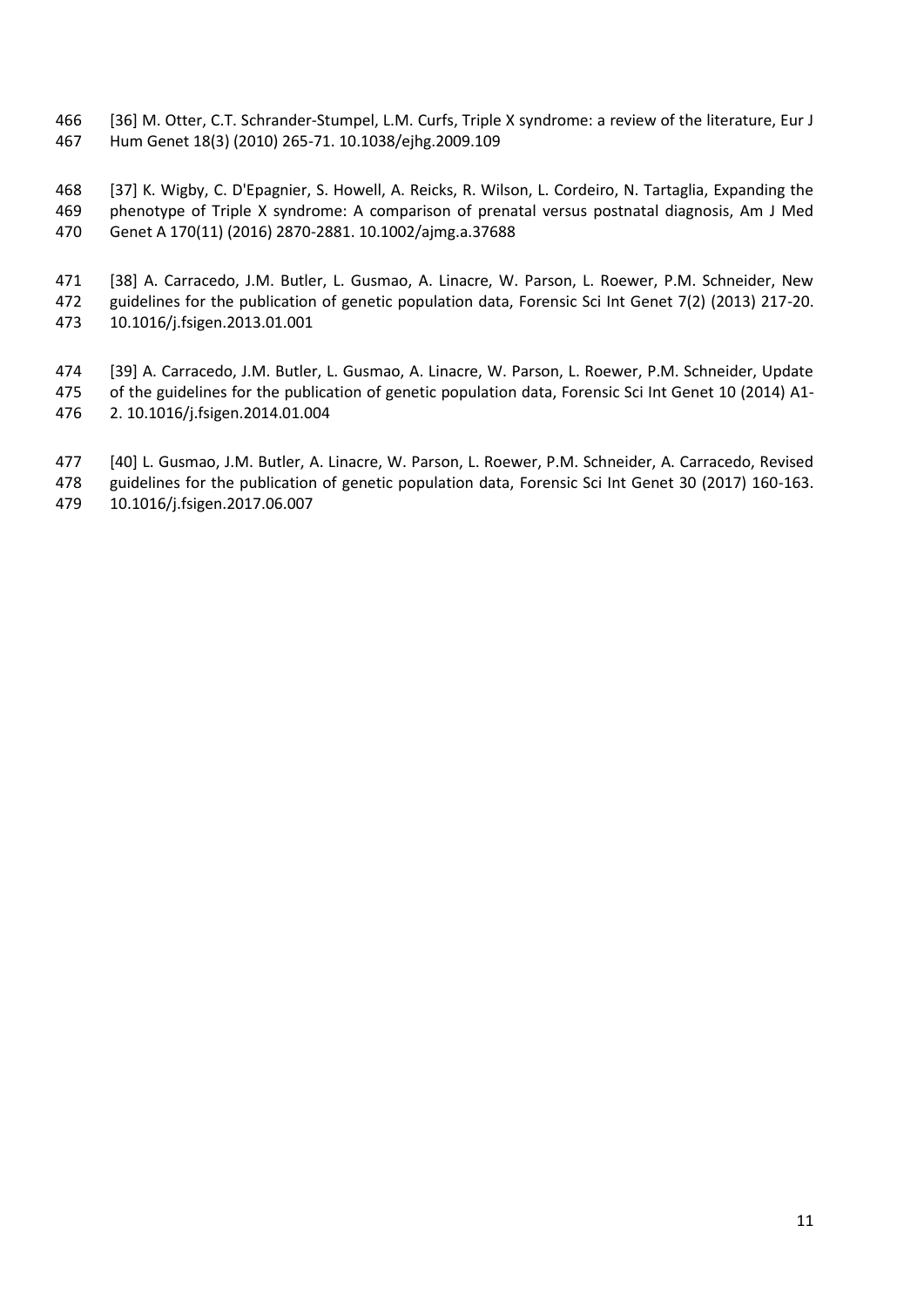[36] M. Otter, C.T. Schrander-Stumpel, L.M. Curfs, Triple X syndrome: a review of the literature, Eur J Hum Genet 18(3) (2010) 265-71. 10.1038/ejhg.2009.109

[37] K. Wigby, C. D'Epagnier, S. Howell, A. Reicks, R. Wilson, L. Cordeiro, N. Tartaglia, Expanding the phenotype of Triple X syndrome: A comparison of prenatal versus postnatal diagnosis, Am J Med Genet A 170(11) (2016) 2870-2881. 10.1002/ajmg.a.37688

[38] A. Carracedo, J.M. Butler, L. Gusmao, A. Linacre, W. Parson, L. Roewer, P.M. Schneider, New guidelines for the publication of genetic population data, Forensic Sci Int Genet 7(2) (2013) 217-20. 10.1016/j.fsigen.2013.01.001

[39] A. Carracedo, J.M. Butler, L. Gusmao, A. Linacre, W. Parson, L. Roewer, P.M. Schneider, Update of the guidelines for the publication of genetic population data, Forensic Sci Int Genet 10 (2014) A1-2. 10.1016/j.fsigen.2014.01.004

[40] L. Gusmao, J.M. Butler, A. Linacre, W. Parson, L. Roewer, P.M. Schneider, A. Carracedo, Revised guidelines for the publication of genetic population data, Forensic Sci Int Genet 30 (2017) 160-163. 10.1016/j.fsigen.2017.06.007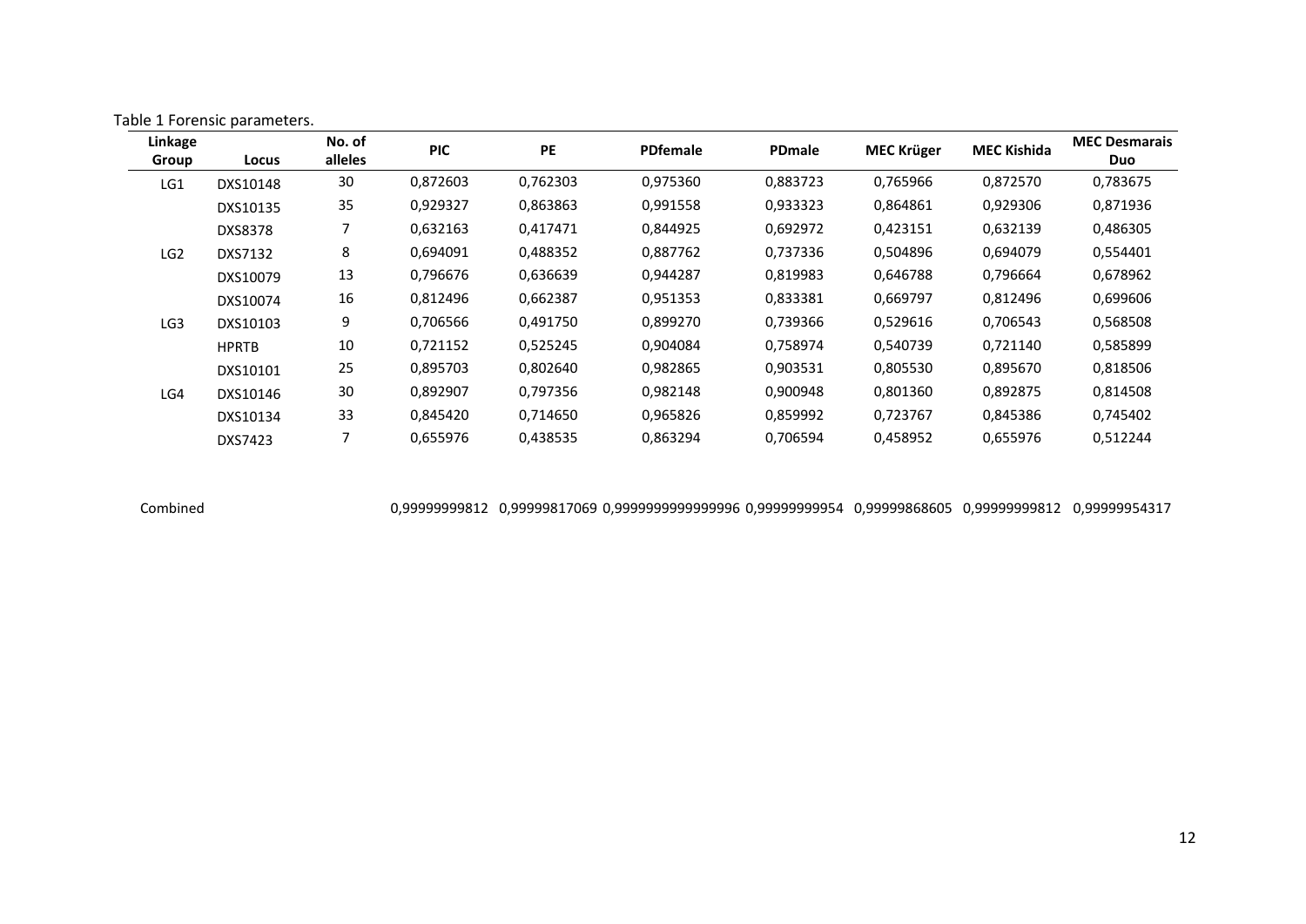Table 1 Forensic parameters.

| Linkage Group | Locus | No. of alleles | PIC | PE | PDfemale | PDmale | MEC Krüger | MEC Kishida | MEC Desmarais Duo |
|---|---|---|---|---|---|---|---|---|---|
| LG1 | DXS10148 | 30 | 0,872603 | 0,762303 | 0,975360 | 0,883723 | 0,765966 | 0,872570 | 0,783675 |
| | DXS10135 | 35 | 0,929327 | 0,863863 | 0,991558 | 0,933323 | 0,864861 | 0,929306 | 0,871936 |
| | DXS8378 | 7 | 0,632163 | 0,417471 | 0,844925 | 0,692972 | 0,423151 | 0,632139 | 0,486305 |
| LG2 | DXS7132 | 8 | 0,694091 | 0,488352 | 0,887762 | 0,737336 | 0,504896 | 0,694079 | 0,554401 |
| | DXS10079 | 13 | 0,796676 | 0,636639 | 0,944287 | 0,819983 | 0,646788 | 0,796664 | 0,678962 |
| | DXS10074 | 16 | 0,812496 | 0,662387 | 0,951353 | 0,833381 | 0,669797 | 0,812496 | 0,699606 |
| LG3 | DXS10103 | 9 | 0,706566 | 0,491750 | 0,899270 | 0,739366 | 0,529616 | 0,706543 | 0,568508 |
| | HPRTB | 10 | 0,721152 | 0,525245 | 0,904084 | 0,758974 | 0,540739 | 0,721140 | 0,585899 |
| | DXS10101 | 25 | 0,895703 | 0,802640 | 0,982865 | 0,903531 | 0,805530 | 0,895670 | 0,818506 |
| LG4 | DXS10146 | 30 | 0,892907 | 0,797356 | 0,982148 | 0,900948 | 0,801360 | 0,892875 | 0,814508 |
| | DXS10134 | 33 | 0,845420 | 0,714650 | 0,965826 | 0,859992 | 0,723767 | 0,845386 | 0,745402 |
| | DXS7423 | 7 | 0,655976 | 0,438535 | 0,863294 | 0,706594 | 0,458952 | 0,655976 | 0,512244 |
| Combined | | | 0,99999999812 | 0,99999817069 | 0,9999999999999996 | 0,99999999954 | 0,99999868605 | 0,99999999812 | 0,99999954317 |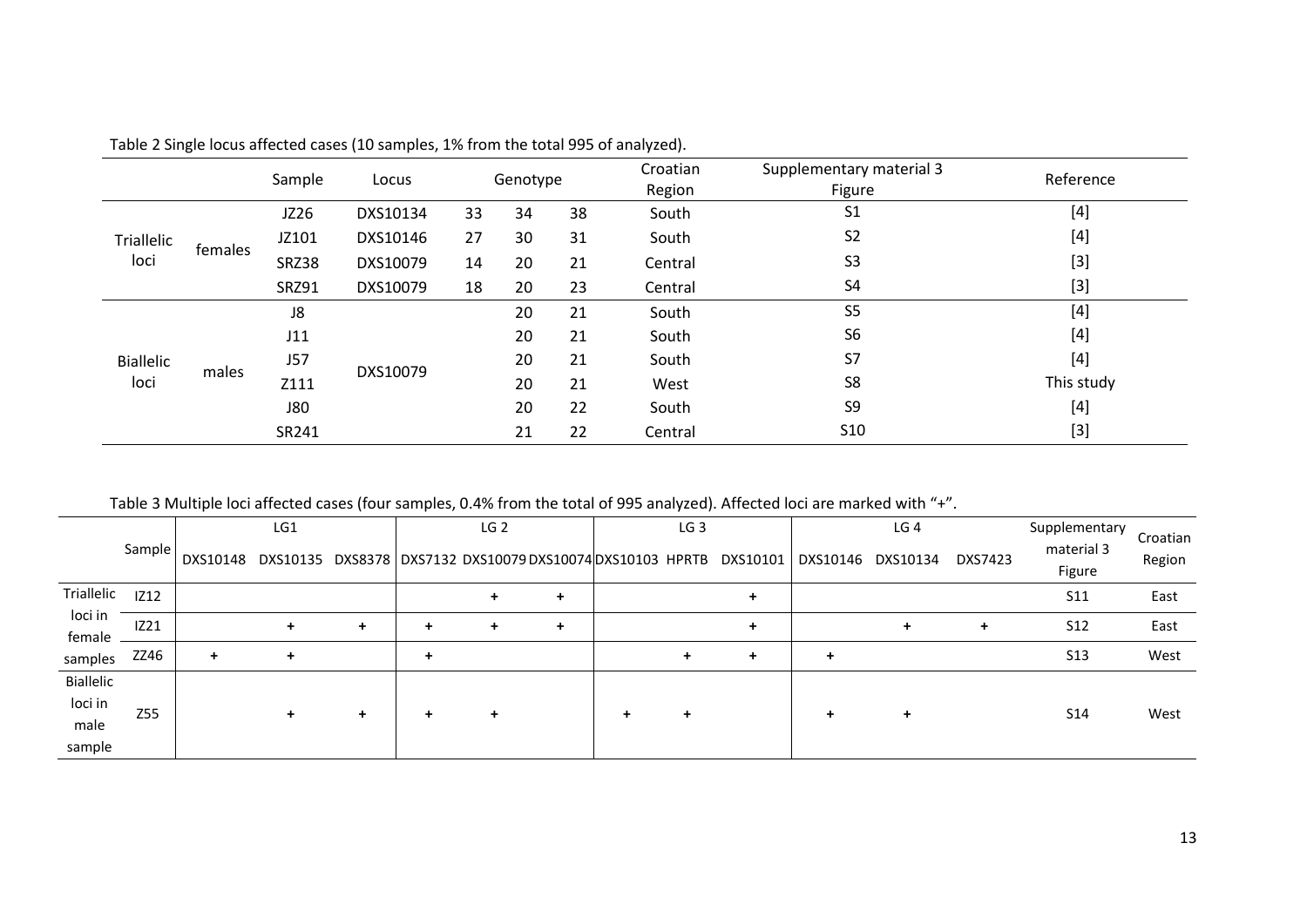Table 2 Single locus affected cases (10 samples, 1% from the total 995 of analyzed).

| | | Sample | Locus | Genotype | | | Croatian Region | Supplementary material 3 Figure | Reference |
|---|---|---|---|---|---|---|---|---|---|
| Triallelic loci | females | JZ26 | DXS10134 | 33 | 34 | 38 | South | S1 | [4] |
| | | JZ101 | DXS10146 | 27 | 30 | 31 | South | S2 | [4] |
| | | SRZ38 | DXS10079 | 14 | 20 | 21 | Central | S3 | [3] |
| | | SRZ91 | DXS10079 | 18 | 20 | 23 | Central | S4 | [3] |
| Biallelic loci | males | J8 | DXS10079 | | 20 | 21 | South | S5 | [4] |
| | | J11 | | | 20 | 21 | South | S6 | [4] |
| | | J57 | | | 20 | 21 | South | S7 | [4] |
| | | Z111 | | | 20 | 21 | West | S8 | This study |
| | | J80 | | | 20 | 22 | South | S9 | [4] |
| | | SR241 | | | 21 | 22 | Central | S10 | [3] |

Table 3 Multiple loci affected cases (four samples, 0.4% from the total of 995 analyzed). Affected loci are marked with "+".

| | Sample | LG1 | | | LG 2 | | | LG 3 | | | LG 4 | | | Supplementary material 3 Figure | Croatian Region |
|---|---|---|---|---|---|---|---|---|---|---|---|---|---|---|---|
| | | DXS10148 | DXS10135 | DXS8378 | DXS7132 | DXS10079 | DXS10074 | DXS10103 | HPRTB | DXS10101 | DXS10146 | DXS10134 | DXS7423 | | |
| Triallelic loci in female samples | IZ12 | | | | | + | + | | | + | | | | S11 | East |
| | IZ21 | | + | + | + | + | + | | | + | | + | + | S12 | East |
| | ZZ46 | + | + | | + | | | | + | + | + | | | S13 | West |
| Biallelic loci in male sample | Z55 | | + | + | + | + | | + | + | | + | + | | S14 | West |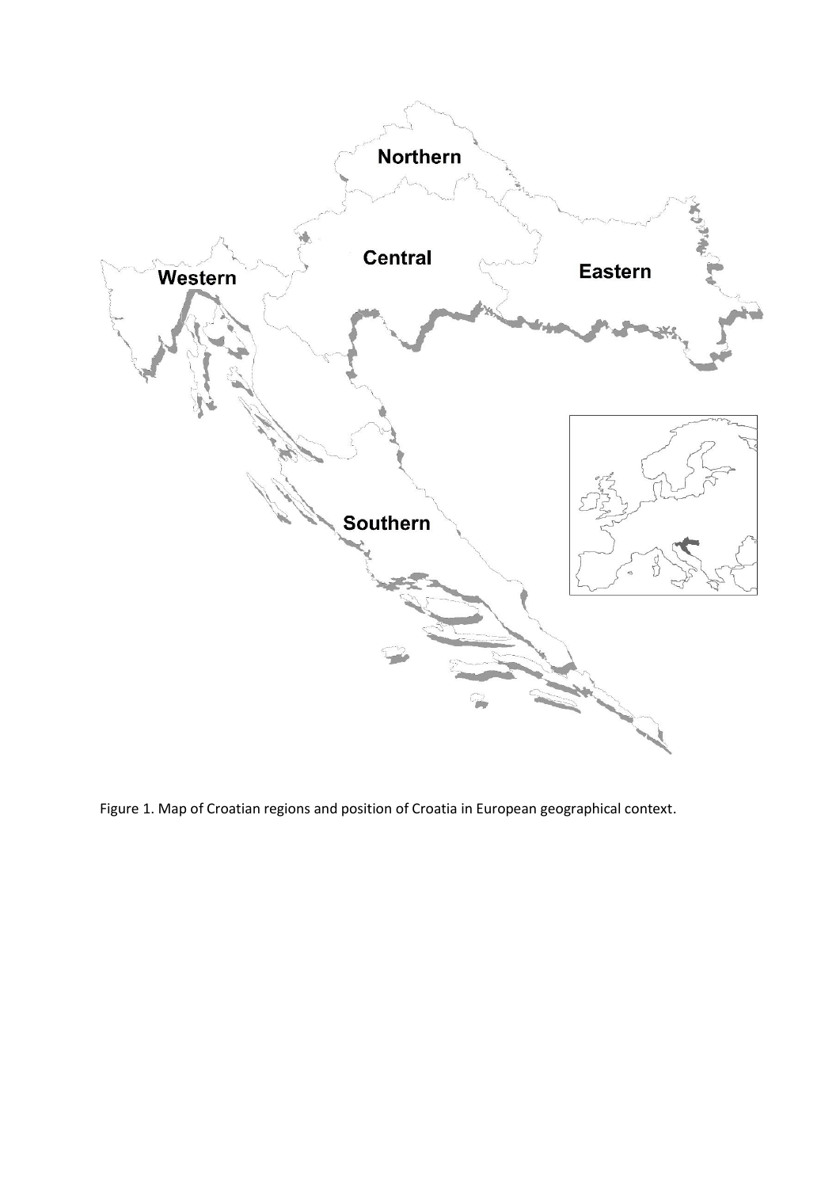Figure 1. Map of Croatian regions and position of Croatia in European geographical context.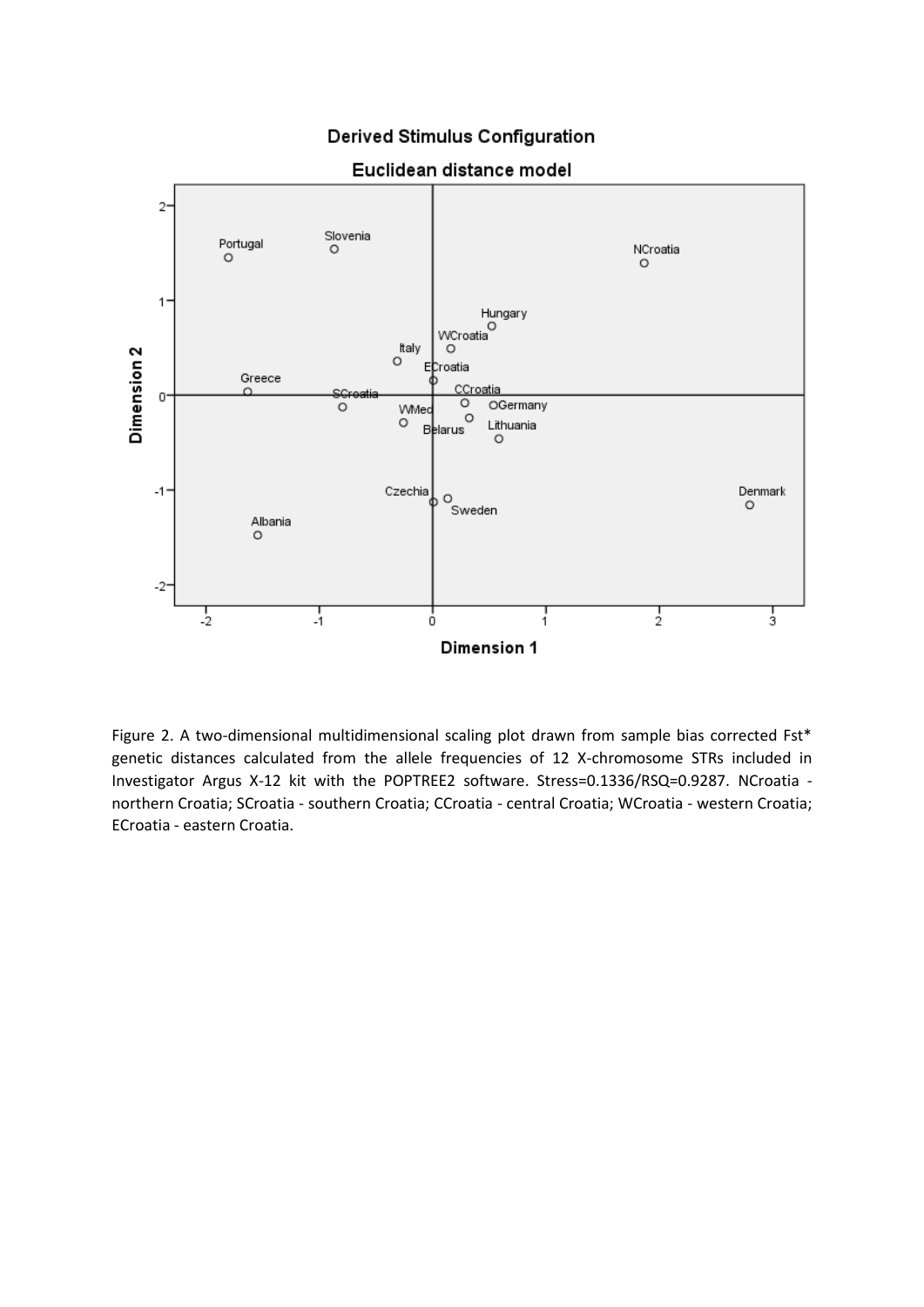Derived Stimulus Configuration

Euclidean distance model

Dimension 2

Dimension 1

2
1
0
-1
-2

-2
-1
0
1
2
3

Portugal
Slovenia
NCroatia
Hungary
WCroatia
Italy
ECroatia
Greece
SCroatia
CCroatia
Germany
WMed
Belarus
Lithuania
Czechia
Sweden
Denmark
Albania

Figure 2. A two-dimensional multidimensional scaling plot drawn from sample bias corrected Fst* genetic distances calculated from the allele frequencies of 12 X-chromosome STRs included in Investigator Argus X-12 kit with the POPTREE2 software. Stress=0.1336/RSQ=0.9287. NCroatia - northern Croatia; SCroatia - southern Croatia; CCroatia - central Croatia; WCroatia - western Croatia; ECroatia - eastern Croatia.